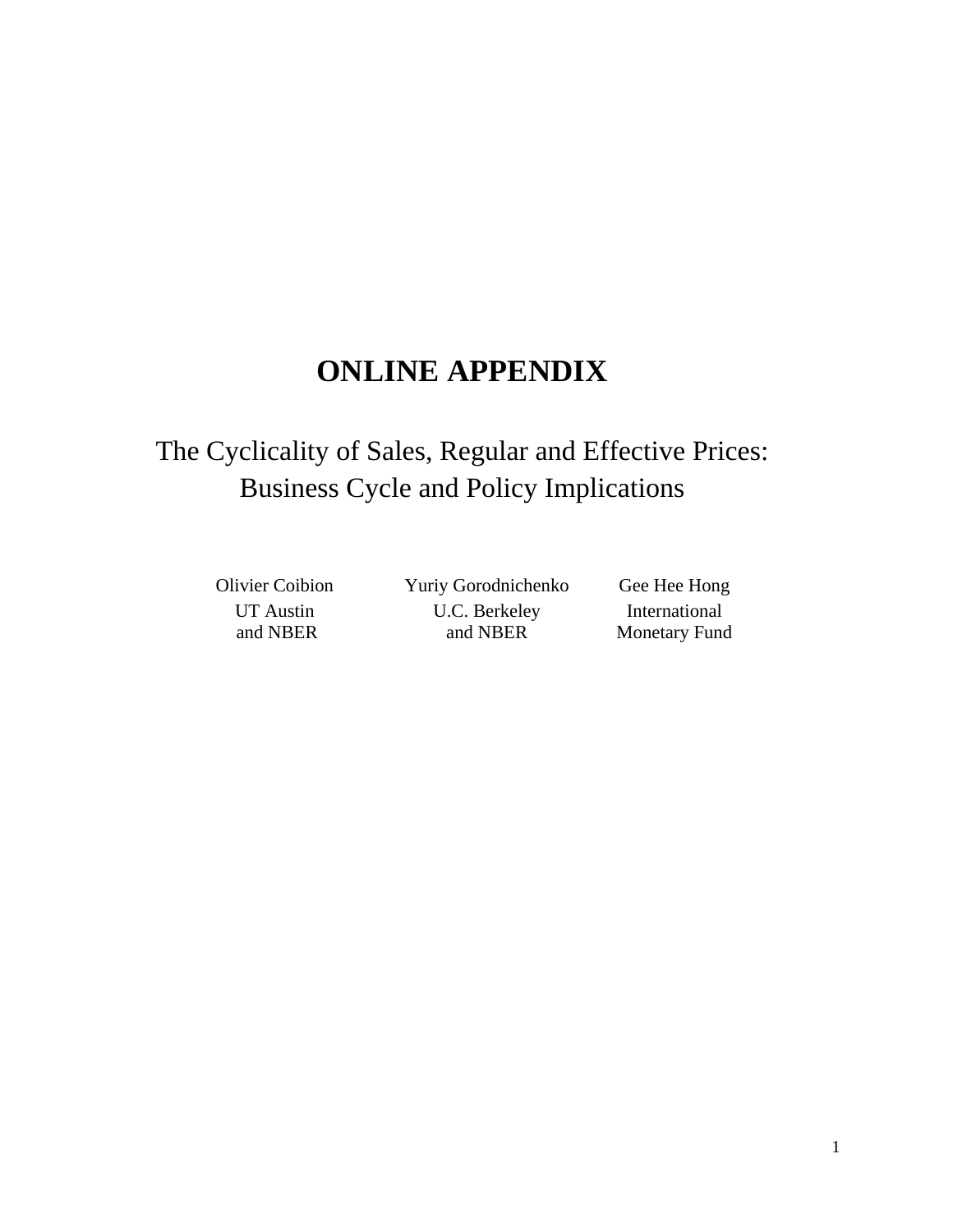# ONLINE APPENDIX

## The Cyclicality of Sales, Regular and Effective Prices: Business Cycle and Policy Implications

| Olivier Coibion | Yuriy Gorodnichenko | Gee Hee Hong |
|---|---|---|
| UT Austin and NBER | U.C. Berkeley and NBER | International Monetary Fund |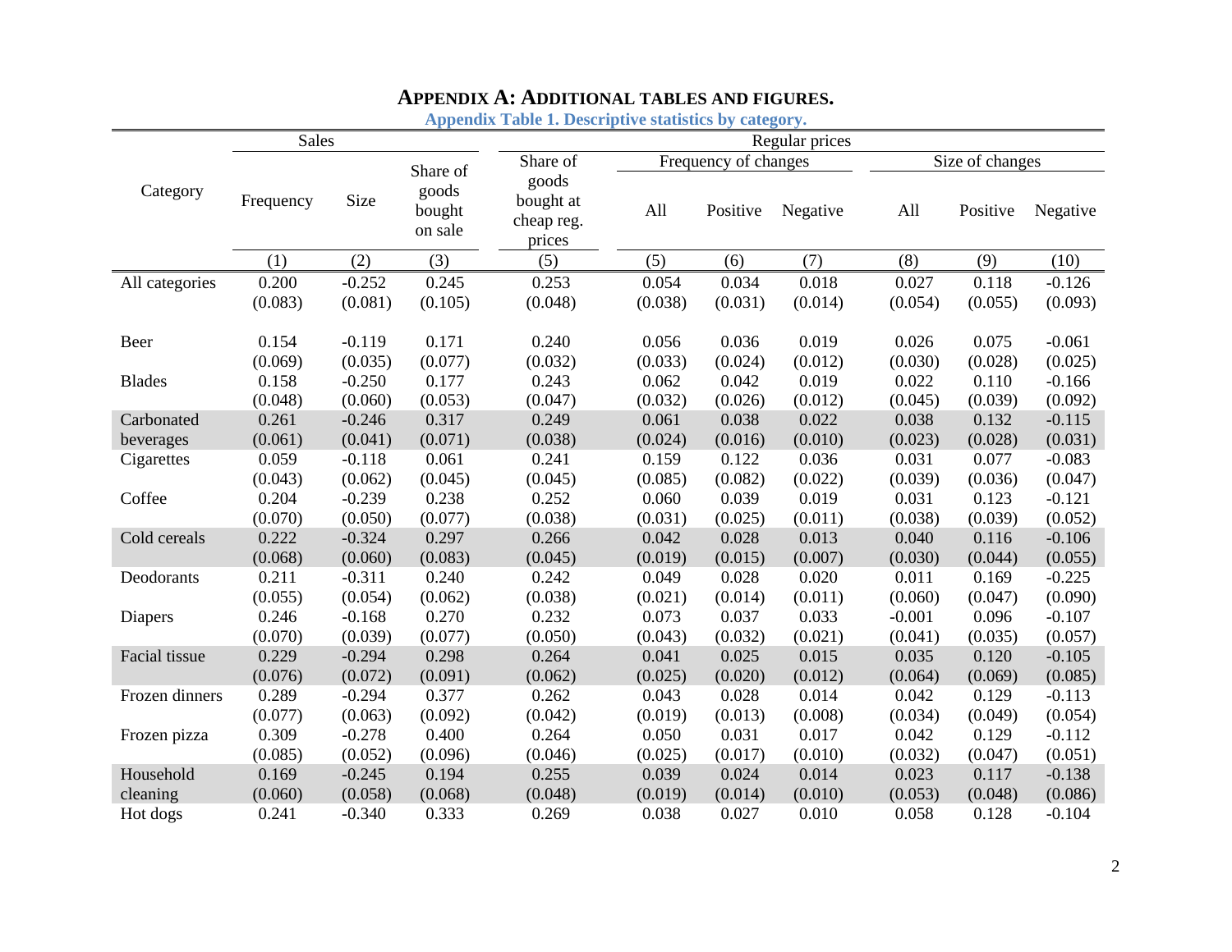# Appendix A: Additional tables and figures.

**Appendix Table 1. Descriptive statistics by category.**

| Category | Sales | | | Regular prices | | | | | | |
|---|---|---|---|---|---|---|---|---|---|---|
| | Frequency | Size | Share of goods bought on sale | Share of goods bought at cheap reg. prices | Frequency of changes | | | Size of changes | | |
| | | | | | All | Positive | Negative | All | Positive | Negative |
| | (1) | (2) | (3) | (5) | (5) | (6) | (7) | (8) | (9) | (10) |
| All categories | 0.200 | -0.252 | 0.245 | 0.253 | 0.054 | 0.034 | 0.018 | 0.027 | 0.118 | -0.126 |
| | (0.083) | (0.081) | (0.105) | (0.048) | (0.038) | (0.031) | (0.014) | (0.054) | (0.055) | (0.093) |
| Beer | 0.154 | -0.119 | 0.171 | 0.240 | 0.056 | 0.036 | 0.019 | 0.026 | 0.075 | -0.061 |
| | (0.069) | (0.035) | (0.077) | (0.032) | (0.033) | (0.024) | (0.012) | (0.030) | (0.028) | (0.025) |
| Blades | 0.158 | -0.250 | 0.177 | 0.243 | 0.062 | 0.042 | 0.019 | 0.022 | 0.110 | -0.166 |
| | (0.048) | (0.060) | (0.053) | (0.047) | (0.032) | (0.026) | (0.012) | (0.045) | (0.039) | (0.092) |
| Carbonated beverages | 0.261 | -0.246 | 0.317 | 0.249 | 0.061 | 0.038 | 0.022 | 0.038 | 0.132 | -0.115 |
| | (0.061) | (0.041) | (0.071) | (0.038) | (0.024) | (0.016) | (0.010) | (0.023) | (0.028) | (0.031) |
| Cigarettes | 0.059 | -0.118 | 0.061 | 0.241 | 0.159 | 0.122 | 0.036 | 0.031 | 0.077 | -0.083 |
| | (0.043) | (0.062) | (0.045) | (0.045) | (0.085) | (0.082) | (0.022) | (0.039) | (0.036) | (0.047) |
| Coffee | 0.204 | -0.239 | 0.238 | 0.252 | 0.060 | 0.039 | 0.019 | 0.031 | 0.123 | -0.121 |
| | (0.070) | (0.050) | (0.077) | (0.038) | (0.031) | (0.025) | (0.011) | (0.038) | (0.039) | (0.052) |
| Cold cereals | 0.222 | -0.324 | 0.297 | 0.266 | 0.042 | 0.028 | 0.013 | 0.040 | 0.116 | -0.106 |
| | (0.068) | (0.060) | (0.083) | (0.045) | (0.019) | (0.015) | (0.007) | (0.030) | (0.044) | (0.055) |
| Deodorants | 0.211 | -0.311 | 0.240 | 0.242 | 0.049 | 0.028 | 0.020 | 0.011 | 0.169 | -0.225 |
| | (0.055) | (0.054) | (0.062) | (0.038) | (0.021) | (0.014) | (0.011) | (0.060) | (0.047) | (0.090) |
| Diapers | 0.246 | -0.168 | 0.270 | 0.232 | 0.073 | 0.037 | 0.033 | -0.001 | 0.096 | -0.107 |
| | (0.070) | (0.039) | (0.077) | (0.050) | (0.043) | (0.032) | (0.021) | (0.041) | (0.035) | (0.057) |
| Facial tissue | 0.229 | -0.294 | 0.298 | 0.264 | 0.041 | 0.025 | 0.015 | 0.035 | 0.120 | -0.105 |
| | (0.076) | (0.072) | (0.091) | (0.062) | (0.025) | (0.020) | (0.012) | (0.064) | (0.069) | (0.085) |
| Frozen dinners | 0.289 | -0.294 | 0.377 | 0.262 | 0.043 | 0.028 | 0.014 | 0.042 | 0.129 | -0.113 |
| | (0.077) | (0.063) | (0.092) | (0.042) | (0.019) | (0.013) | (0.008) | (0.034) | (0.049) | (0.054) |
| Frozen pizza | 0.309 | -0.278 | 0.400 | 0.264 | 0.050 | 0.031 | 0.017 | 0.042 | 0.129 | -0.112 |
| | (0.085) | (0.052) | (0.096) | (0.046) | (0.025) | (0.017) | (0.010) | (0.032) | (0.047) | (0.051) |
| Household cleaning | 0.169 | -0.245 | 0.194 | 0.255 | 0.039 | 0.024 | 0.014 | 0.023 | 0.117 | -0.138 |
| | (0.060) | (0.058) | (0.068) | (0.048) | (0.019) | (0.014) | (0.010) | (0.053) | (0.048) | (0.086) |
| Hot dogs | 0.241 | -0.340 | 0.333 | 0.269 | 0.038 | 0.027 | 0.010 | 0.058 | 0.128 | -0.104 |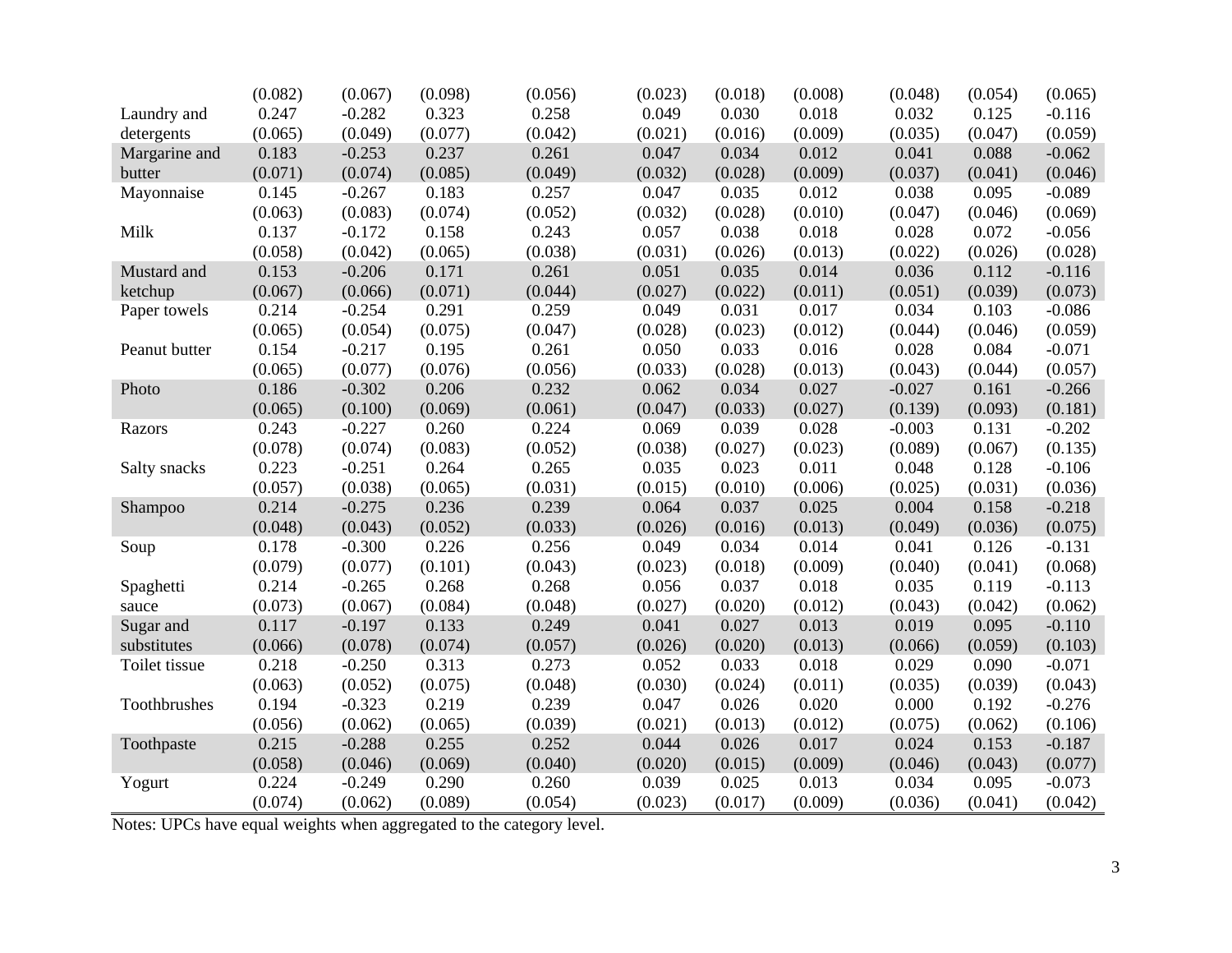| | | | | | | | | | | |
|---|---|---|---|---|---|---|---|---|---|---|
| | (0.082) | (0.067) | (0.098) | (0.056) | (0.023) | (0.018) | (0.008) | (0.048) | (0.054) | (0.065) |
| Laundry and | 0.247 | -0.282 | 0.323 | 0.258 | 0.049 | 0.030 | 0.018 | 0.032 | 0.125 | -0.116 |
| detergents | (0.065) | (0.049) | (0.077) | (0.042) | (0.021) | (0.016) | (0.009) | (0.035) | (0.047) | (0.059) |
| Margarine and | 0.183 | -0.253 | 0.237 | 0.261 | 0.047 | 0.034 | 0.012 | 0.041 | 0.088 | -0.062 |
| butter | (0.071) | (0.074) | (0.085) | (0.049) | (0.032) | (0.028) | (0.009) | (0.037) | (0.041) | (0.046) |
| Mayonnaise | 0.145 | -0.267 | 0.183 | 0.257 | 0.047 | 0.035 | 0.012 | 0.038 | 0.095 | -0.089 |
| | (0.063) | (0.083) | (0.074) | (0.052) | (0.032) | (0.028) | (0.010) | (0.047) | (0.046) | (0.069) |
| Milk | 0.137 | -0.172 | 0.158 | 0.243 | 0.057 | 0.038 | 0.018 | 0.028 | 0.072 | -0.056 |
| | (0.058) | (0.042) | (0.065) | (0.038) | (0.031) | (0.026) | (0.013) | (0.022) | (0.026) | (0.028) |
| Mustard and | 0.153 | -0.206 | 0.171 | 0.261 | 0.051 | 0.035 | 0.014 | 0.036 | 0.112 | -0.116 |
| ketchup | (0.067) | (0.066) | (0.071) | (0.044) | (0.027) | (0.022) | (0.011) | (0.051) | (0.039) | (0.073) |
| Paper towels | 0.214 | -0.254 | 0.291 | 0.259 | 0.049 | 0.031 | 0.017 | 0.034 | 0.103 | -0.086 |
| | (0.065) | (0.054) | (0.075) | (0.047) | (0.028) | (0.023) | (0.012) | (0.044) | (0.046) | (0.059) |
| Peanut butter | 0.154 | -0.217 | 0.195 | 0.261 | 0.050 | 0.033 | 0.016 | 0.028 | 0.084 | -0.071 |
| | (0.065) | (0.077) | (0.076) | (0.056) | (0.033) | (0.028) | (0.013) | (0.043) | (0.044) | (0.057) |
| Photo | 0.186 | -0.302 | 0.206 | 0.232 | 0.062 | 0.034 | 0.027 | -0.027 | 0.161 | -0.266 |
| | (0.065) | (0.100) | (0.069) | (0.061) | (0.047) | (0.033) | (0.027) | (0.139) | (0.093) | (0.181) |
| Razors | 0.243 | -0.227 | 0.260 | 0.224 | 0.069 | 0.039 | 0.028 | -0.003 | 0.131 | -0.202 |
| | (0.078) | (0.074) | (0.083) | (0.052) | (0.038) | (0.027) | (0.023) | (0.089) | (0.067) | (0.135) |
| Salty snacks | 0.223 | -0.251 | 0.264 | 0.265 | 0.035 | 0.023 | 0.011 | 0.048 | 0.128 | -0.106 |
| | (0.057) | (0.038) | (0.065) | (0.031) | (0.015) | (0.010) | (0.006) | (0.025) | (0.031) | (0.036) |
| Shampoo | 0.214 | -0.275 | 0.236 | 0.239 | 0.064 | 0.037 | 0.025 | 0.004 | 0.158 | -0.218 |
| | (0.048) | (0.043) | (0.052) | (0.033) | (0.026) | (0.016) | (0.013) | (0.049) | (0.036) | (0.075) |
| Soup | 0.178 | -0.300 | 0.226 | 0.256 | 0.049 | 0.034 | 0.014 | 0.041 | 0.126 | -0.131 |
| | (0.079) | (0.077) | (0.101) | (0.043) | (0.023) | (0.018) | (0.009) | (0.040) | (0.041) | (0.068) |
| Spaghetti | 0.214 | -0.265 | 0.268 | 0.268 | 0.056 | 0.037 | 0.018 | 0.035 | 0.119 | -0.113 |
| sauce | (0.073) | (0.067) | (0.084) | (0.048) | (0.027) | (0.020) | (0.012) | (0.043) | (0.042) | (0.062) |
| Sugar and | 0.117 | -0.197 | 0.133 | 0.249 | 0.041 | 0.027 | 0.013 | 0.019 | 0.095 | -0.110 |
| substitutes | (0.066) | (0.078) | (0.074) | (0.057) | (0.026) | (0.020) | (0.013) | (0.066) | (0.059) | (0.103) |
| Toilet tissue | 0.218 | -0.250 | 0.313 | 0.273 | 0.052 | 0.033 | 0.018 | 0.029 | 0.090 | -0.071 |
| | (0.063) | (0.052) | (0.075) | (0.048) | (0.030) | (0.024) | (0.011) | (0.035) | (0.039) | (0.043) |
| Toothbrushes | 0.194 | -0.323 | 0.219 | 0.239 | 0.047 | 0.026 | 0.020 | 0.000 | 0.192 | -0.276 |
| | (0.056) | (0.062) | (0.065) | (0.039) | (0.021) | (0.013) | (0.012) | (0.075) | (0.062) | (0.106) |
| Toothpaste | 0.215 | -0.288 | 0.255 | 0.252 | 0.044 | 0.026 | 0.017 | 0.024 | 0.153 | -0.187 |
| | (0.058) | (0.046) | (0.069) | (0.040) | (0.020) | (0.015) | (0.009) | (0.046) | (0.043) | (0.077) |
| Yogurt | 0.224 | -0.249 | 0.290 | 0.260 | 0.039 | 0.025 | 0.013 | 0.034 | 0.095 | -0.073 |
| | (0.074) | (0.062) | (0.089) | (0.054) | (0.023) | (0.017) | (0.009) | (0.036) | (0.041) | (0.042) |

Notes: UPCs have equal weights when aggregated to the category level.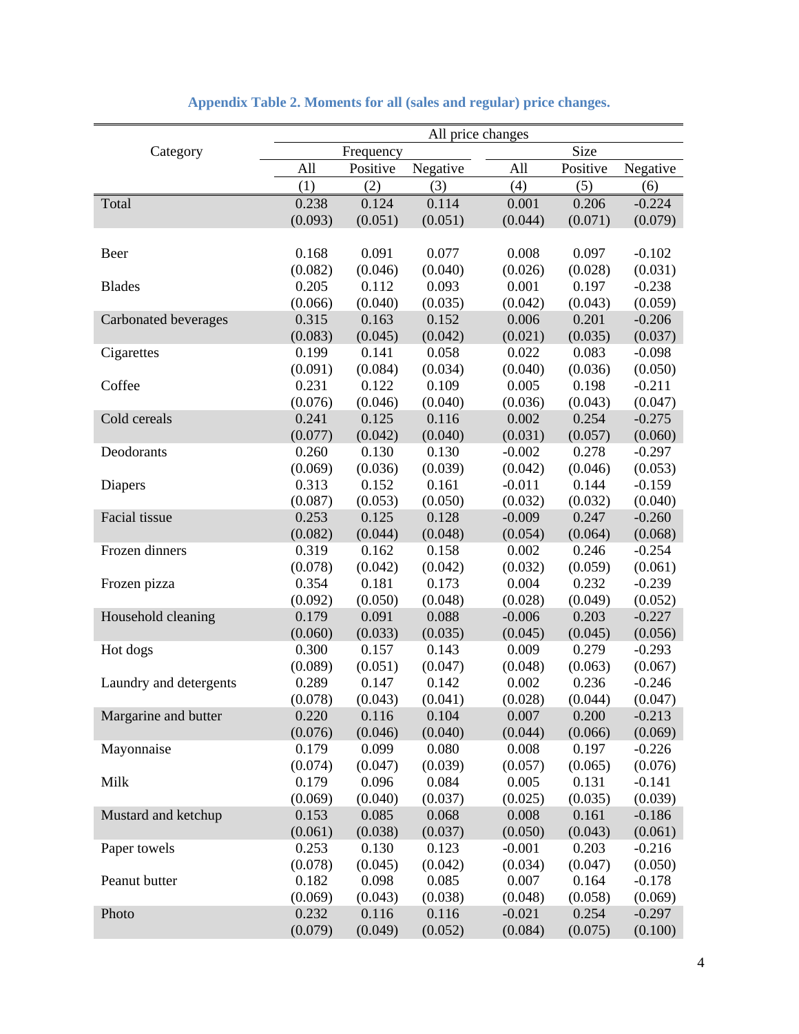**Appendix Table 2. Moments for all (sales and regular) price changes.**

| Category | All price changes | | | | | |
|---|---|---|---|---|---|---|
| | Frequency | | | Size | | |
| | All | Positive | Negative | All | Positive | Negative |
| | (1) | (2) | (3) | (4) | (5) | (6) |
| Total | 0.238 | 0.124 | 0.114 | 0.001 | 0.206 | -0.224 |
| | (0.093) | (0.051) | (0.051) | (0.044) | (0.071) | (0.079) |
| | | | | | | |
| Beer | 0.168 | 0.091 | 0.077 | 0.008 | 0.097 | -0.102 |
| | (0.082) | (0.046) | (0.040) | (0.026) | (0.028) | (0.031) |
| Blades | 0.205 | 0.112 | 0.093 | 0.001 | 0.197 | -0.238 |
| | (0.066) | (0.040) | (0.035) | (0.042) | (0.043) | (0.059) |
| Carbonated beverages | 0.315 | 0.163 | 0.152 | 0.006 | 0.201 | -0.206 |
| | (0.083) | (0.045) | (0.042) | (0.021) | (0.035) | (0.037) |
| Cigarettes | 0.199 | 0.141 | 0.058 | 0.022 | 0.083 | -0.098 |
| | (0.091) | (0.084) | (0.034) | (0.040) | (0.036) | (0.050) |
| Coffee | 0.231 | 0.122 | 0.109 | 0.005 | 0.198 | -0.211 |
| | (0.076) | (0.046) | (0.040) | (0.036) | (0.043) | (0.047) |
| Cold cereals | 0.241 | 0.125 | 0.116 | 0.002 | 0.254 | -0.275 |
| | (0.077) | (0.042) | (0.040) | (0.031) | (0.057) | (0.060) |
| Deodorants | 0.260 | 0.130 | 0.130 | -0.002 | 0.278 | -0.297 |
| | (0.069) | (0.036) | (0.039) | (0.042) | (0.046) | (0.053) |
| Diapers | 0.313 | 0.152 | 0.161 | -0.011 | 0.144 | -0.159 |
| | (0.087) | (0.053) | (0.050) | (0.032) | (0.032) | (0.040) |
| Facial tissue | 0.253 | 0.125 | 0.128 | -0.009 | 0.247 | -0.260 |
| | (0.082) | (0.044) | (0.048) | (0.054) | (0.064) | (0.068) |
| Frozen dinners | 0.319 | 0.162 | 0.158 | 0.002 | 0.246 | -0.254 |
| | (0.078) | (0.042) | (0.042) | (0.032) | (0.059) | (0.061) |
| Frozen pizza | 0.354 | 0.181 | 0.173 | 0.004 | 0.232 | -0.239 |
| | (0.092) | (0.050) | (0.048) | (0.028) | (0.049) | (0.052) |
| Household cleaning | 0.179 | 0.091 | 0.088 | -0.006 | 0.203 | -0.227 |
| | (0.060) | (0.033) | (0.035) | (0.045) | (0.045) | (0.056) |
| Hot dogs | 0.300 | 0.157 | 0.143 | 0.009 | 0.279 | -0.293 |
| | (0.089) | (0.051) | (0.047) | (0.048) | (0.063) | (0.067) |
| Laundry and detergents | 0.289 | 0.147 | 0.142 | 0.002 | 0.236 | -0.246 |
| | (0.078) | (0.043) | (0.041) | (0.028) | (0.044) | (0.047) |
| Margarine and butter | 0.220 | 0.116 | 0.104 | 0.007 | 0.200 | -0.213 |
| | (0.076) | (0.046) | (0.040) | (0.044) | (0.066) | (0.069) |
| Mayonnaise | 0.179 | 0.099 | 0.080 | 0.008 | 0.197 | -0.226 |
| | (0.074) | (0.047) | (0.039) | (0.057) | (0.065) | (0.076) |
| Milk | 0.179 | 0.096 | 0.084 | 0.005 | 0.131 | -0.141 |
| | (0.069) | (0.040) | (0.037) | (0.025) | (0.035) | (0.039) |
| Mustard and ketchup | 0.153 | 0.085 | 0.068 | 0.008 | 0.161 | -0.186 |
| | (0.061) | (0.038) | (0.037) | (0.050) | (0.043) | (0.061) |
| Paper towels | 0.253 | 0.130 | 0.123 | -0.001 | 0.203 | -0.216 |
| | (0.078) | (0.045) | (0.042) | (0.034) | (0.047) | (0.050) |
| Peanut butter | 0.182 | 0.098 | 0.085 | 0.007 | 0.164 | -0.178 |
| | (0.069) | (0.043) | (0.038) | (0.048) | (0.058) | (0.069) |
| Photo | 0.232 | 0.116 | 0.116 | -0.021 | 0.254 | -0.297 |
| | (0.079) | (0.049) | (0.052) | (0.084) | (0.075) | (0.100) |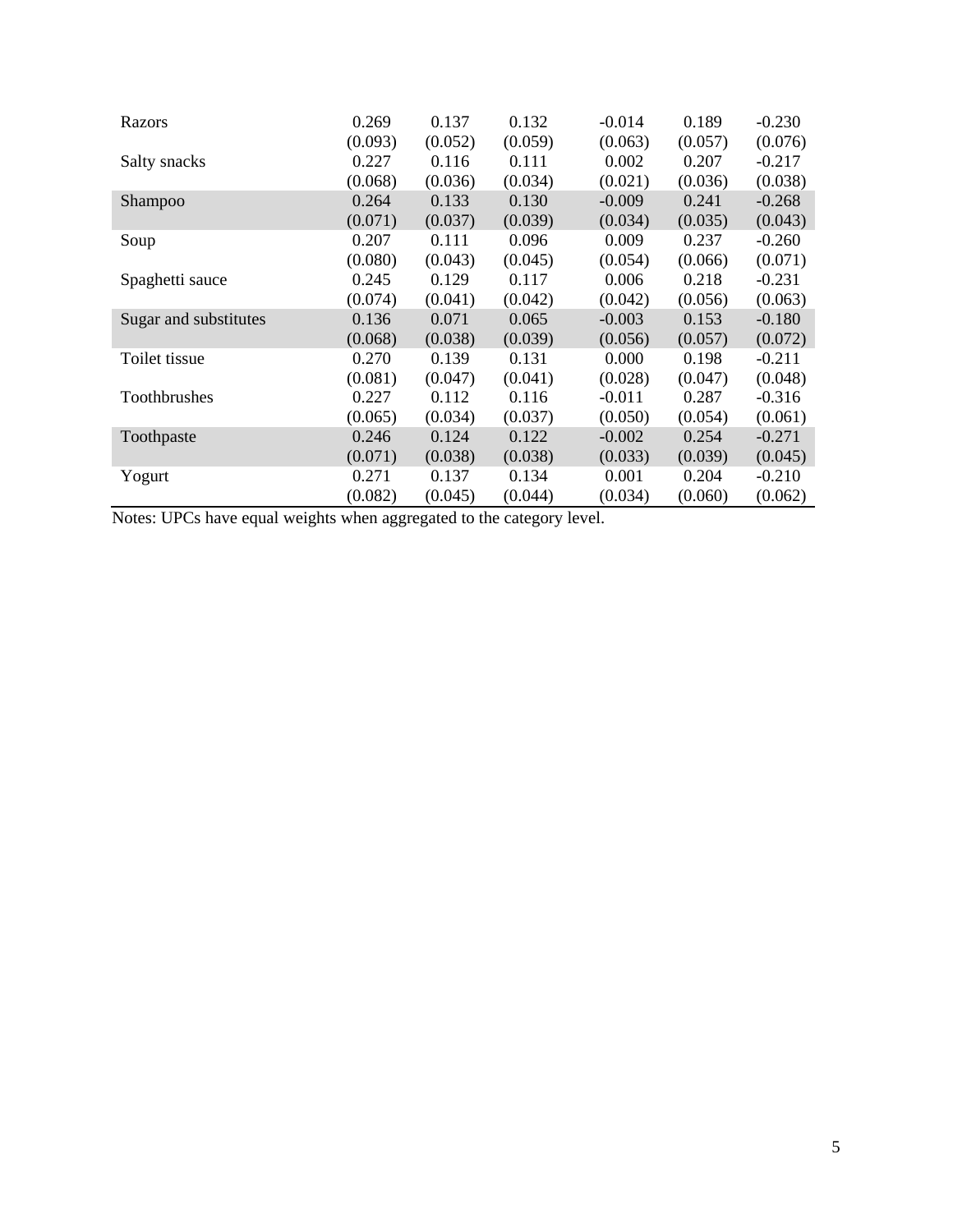| | | | | | | |
|---|---|---|---|---|---|---|
| Razors | 0.269 | 0.137 | 0.132 | -0.014 | 0.189 | -0.230 |
| | (0.093) | (0.052) | (0.059) | (0.063) | (0.057) | (0.076) |
| Salty snacks | 0.227 | 0.116 | 0.111 | 0.002 | 0.207 | -0.217 |
| | (0.068) | (0.036) | (0.034) | (0.021) | (0.036) | (0.038) |
| Shampoo | 0.264 | 0.133 | 0.130 | -0.009 | 0.241 | -0.268 |
| | (0.071) | (0.037) | (0.039) | (0.034) | (0.035) | (0.043) |
| Soup | 0.207 | 0.111 | 0.096 | 0.009 | 0.237 | -0.260 |
| | (0.080) | (0.043) | (0.045) | (0.054) | (0.066) | (0.071) |
| Spaghetti sauce | 0.245 | 0.129 | 0.117 | 0.006 | 0.218 | -0.231 |
| | (0.074) | (0.041) | (0.042) | (0.042) | (0.056) | (0.063) |
| Sugar and substitutes | 0.136 | 0.071 | 0.065 | -0.003 | 0.153 | -0.180 |
| | (0.068) | (0.038) | (0.039) | (0.056) | (0.057) | (0.072) |
| Toilet tissue | 0.270 | 0.139 | 0.131 | 0.000 | 0.198 | -0.211 |
| | (0.081) | (0.047) | (0.041) | (0.028) | (0.047) | (0.048) |
| Toothbrushes | 0.227 | 0.112 | 0.116 | -0.011 | 0.287 | -0.316 |
| | (0.065) | (0.034) | (0.037) | (0.050) | (0.054) | (0.061) |
| Toothpaste | 0.246 | 0.124 | 0.122 | -0.002 | 0.254 | -0.271 |
| | (0.071) | (0.038) | (0.038) | (0.033) | (0.039) | (0.045) |
| Yogurt | 0.271 | 0.137 | 0.134 | 0.001 | 0.204 | -0.210 |
| | (0.082) | (0.045) | (0.044) | (0.034) | (0.060) | (0.062) |

Notes: UPCs have equal weights when aggregated to the category level.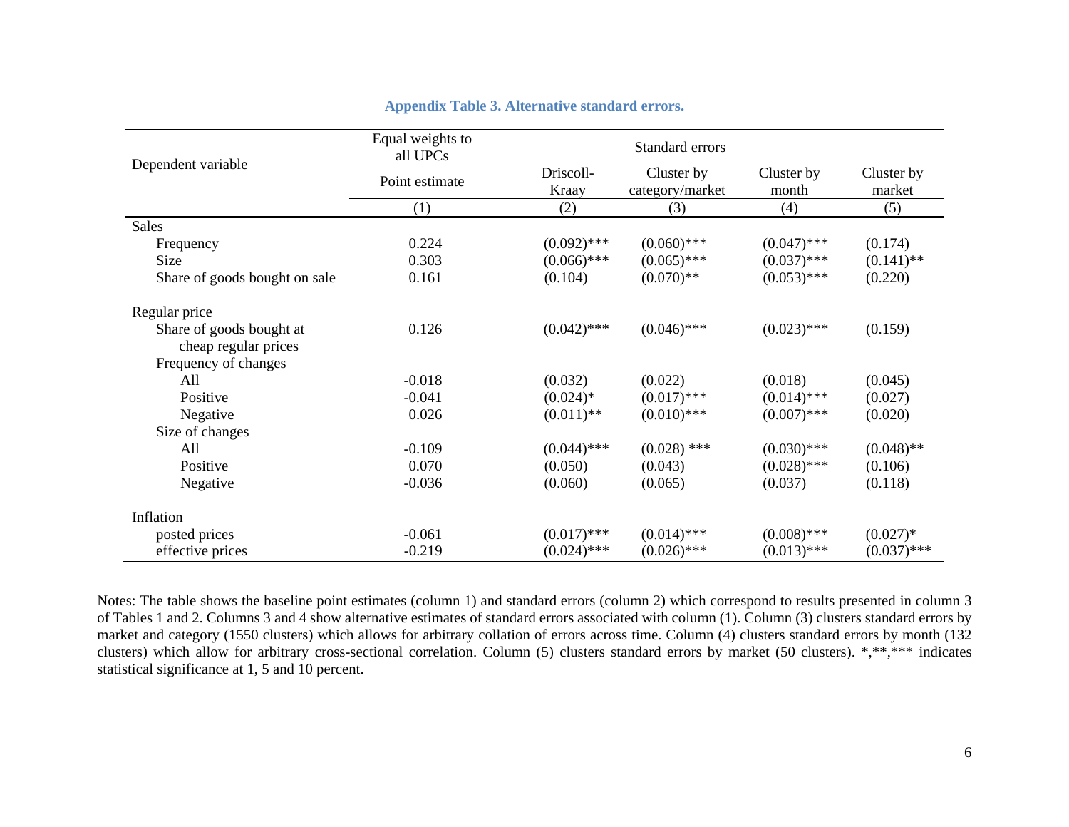**Appendix Table 3. Alternative standard errors.**

| Dependent variable | Equal weights to all UPCs | Standard errors | | | |
|---|---|---|---|---|---|
| | Point estimate | Driscoll-Kraay | Cluster by category/market | Cluster by month | Cluster by market |
| | (1) | (2) | (3) | (4) | (5) |
| Sales | | | | | |
| Frequency | 0.224 | (0.092)*** | (0.060)*** | (0.047)*** | (0.174) |
| Size | 0.303 | (0.066)*** | (0.065)*** | (0.037)*** | (0.141)** |
| Share of goods bought on sale | 0.161 | (0.104) | (0.070)** | (0.053)*** | (0.220) |
| Regular price | | | | | |
| Share of goods bought at cheap regular prices | 0.126 | (0.042)*** | (0.046)*** | (0.023)*** | (0.159) |
| Frequency of changes | | | | | |
| All | -0.018 | (0.032) | (0.022) | (0.018) | (0.045) |
| Positive | -0.041 | (0.024)* | (0.017)*** | (0.014)*** | (0.027) |
| Negative | 0.026 | (0.011)** | (0.010)*** | (0.007)*** | (0.020) |
| Size of changes | | | | | |
| All | -0.109 | (0.044)*** | (0.028) *** | (0.030)*** | (0.048)** |
| Positive | 0.070 | (0.050) | (0.043) | (0.028)*** | (0.106) |
| Negative | -0.036 | (0.060) | (0.065) | (0.037) | (0.118) |
| Inflation | | | | | |
| posted prices | -0.061 | (0.017)*** | (0.014)*** | (0.008)*** | (0.027)* |
| effective prices | -0.219 | (0.024)*** | (0.026)*** | (0.013)*** | (0.037)*** |

Notes: The table shows the baseline point estimates (column 1) and standard errors (column 2) which correspond to results presented in column 3 of Tables 1 and 2. Columns 3 and 4 show alternative estimates of standard errors associated with column (1). Column (3) clusters standard errors by market and category (1550 clusters) which allows for arbitrary collation of errors across time. Column (4) clusters standard errors by month (132 clusters) which allow for arbitrary cross-sectional correlation. Column (5) clusters standard errors by market (50 clusters). *,**,*** indicates statistical significance at 1, 5 and 10 percent.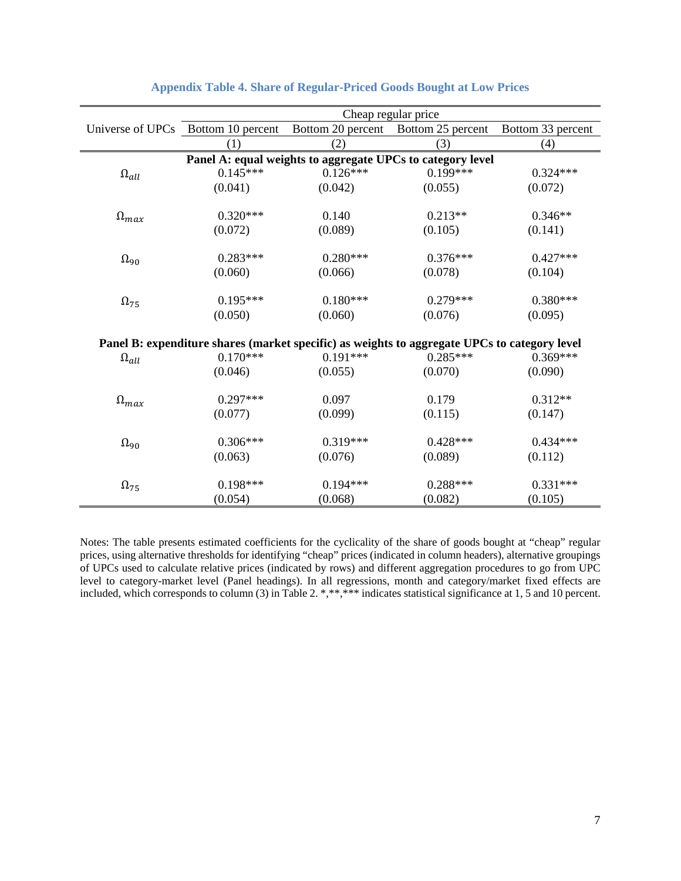### Appendix Table 4. Share of Regular-Priced Goods Bought at Low Prices

| | Cheap regular price | | | |
|---|---|---|---|---|
| Universe of UPCs | Bottom 10 percent | Bottom 20 percent | Bottom 25 percent | Bottom 33 percent |
| | (1) | (2) | (3) | (4) |
| **Panel A: equal weights to aggregate UPCs to category level** | | | | |
| $\Omega_{all}$ | 0.145*** | 0.126*** | 0.199*** | 0.324*** |
| | (0.041) | (0.042) | (0.055) | (0.072) |
| $\Omega_{max}$ | 0.320*** | 0.140 | 0.213** | 0.346** |
| | (0.072) | (0.089) | (0.105) | (0.141) |
| $\Omega_{90}$ | 0.283*** | 0.280*** | 0.376*** | 0.427*** |
| | (0.060) | (0.066) | (0.078) | (0.104) |
| $\Omega_{75}$ | 0.195*** | 0.180*** | 0.279*** | 0.380*** |
| | (0.050) | (0.060) | (0.076) | (0.095) |
| **Panel B: expenditure shares (market specific) as weights to aggregate UPCs to category level** | | | | |
| $\Omega_{all}$ | 0.170*** | 0.191*** | 0.285*** | 0.369*** |
| | (0.046) | (0.055) | (0.070) | (0.090) |
| $\Omega_{max}$ | 0.297*** | 0.097 | 0.179 | 0.312** |
| | (0.077) | (0.099) | (0.115) | (0.147) |
| $\Omega_{90}$ | 0.306*** | 0.319*** | 0.428*** | 0.434*** |
| | (0.063) | (0.076) | (0.089) | (0.112) |
| $\Omega_{75}$ | 0.198*** | 0.194*** | 0.288*** | 0.331*** |
| | (0.054) | (0.068) | (0.082) | (0.105) |

Notes: The table presents estimated coefficients for the cyclicality of the share of goods bought at "cheap" regular prices, using alternative thresholds for identifying "cheap" prices (indicated in column headers), alternative groupings of UPCs used to calculate relative prices (indicated by rows) and different aggregation procedures to go from UPC level to category-market level (Panel headings). In all regressions, month and category/market fixed effects are included, which corresponds to column (3) in Table 2. *,**,*** indicates statistical significance at 1, 5 and 10 percent.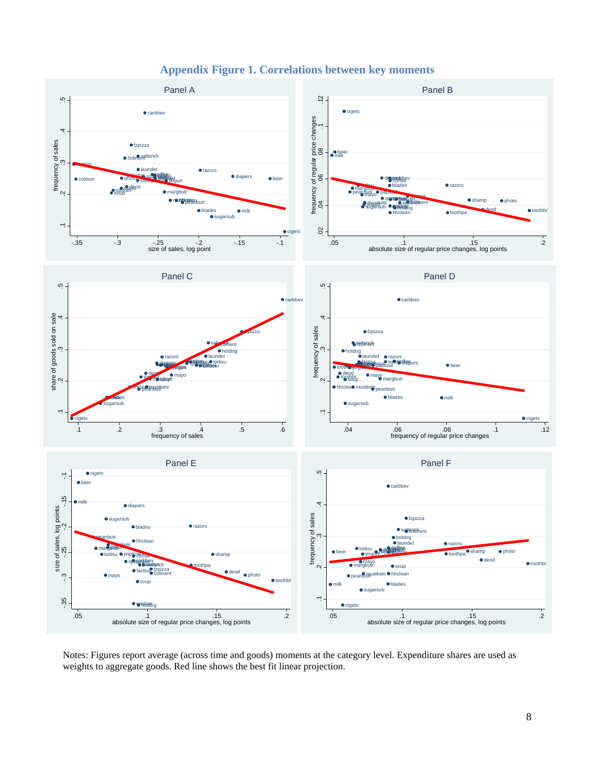# Appendix Figure 1. Correlations between key moments

Notes: Figures report average (across time and goods) moments at the category level. Expenditure shares are used as weights to aggregate goods. Red line shows the best fit linear projection.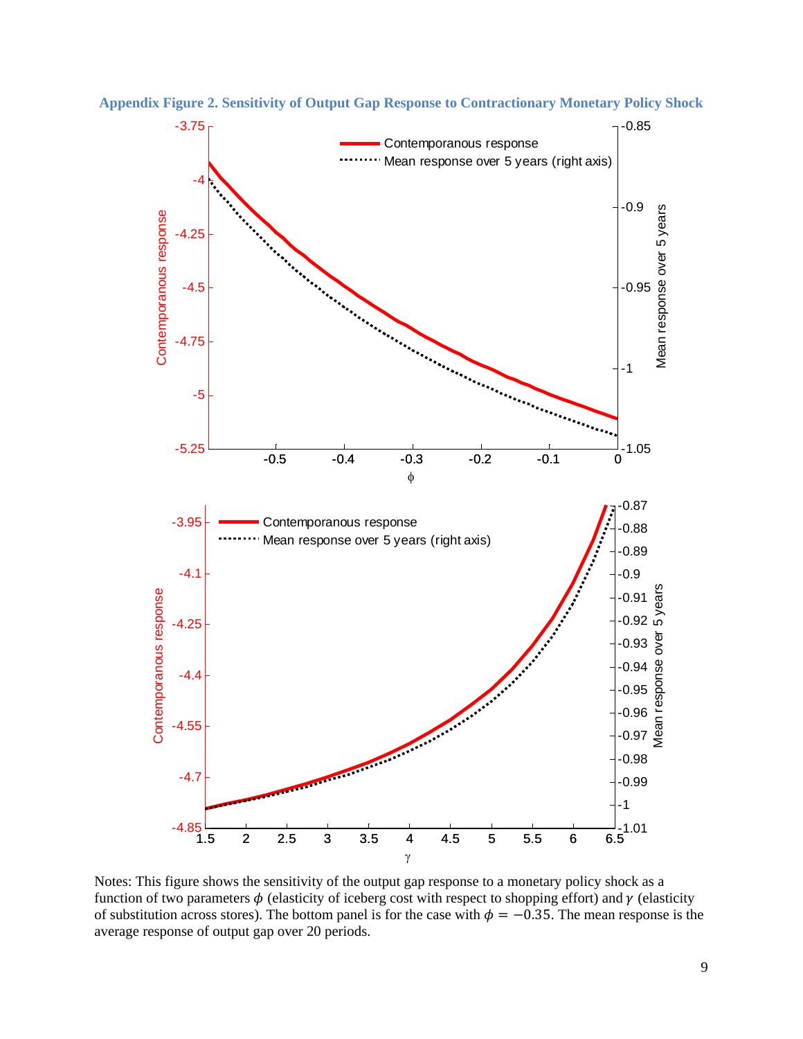**Appendix Figure 2. Sensitivity of Output Gap Response to Contractionary Monetary Policy Shock**

Notes: This figure shows the sensitivity of the output gap response to a monetary policy shock as a function of two parameters $\phi$ (elasticity of iceberg cost with respect to shopping effort) and $\gamma$ (elasticity of substitution across stores). The bottom panel is for the case with $\phi = -0.35$. The mean response is the average response of output gap over 20 periods.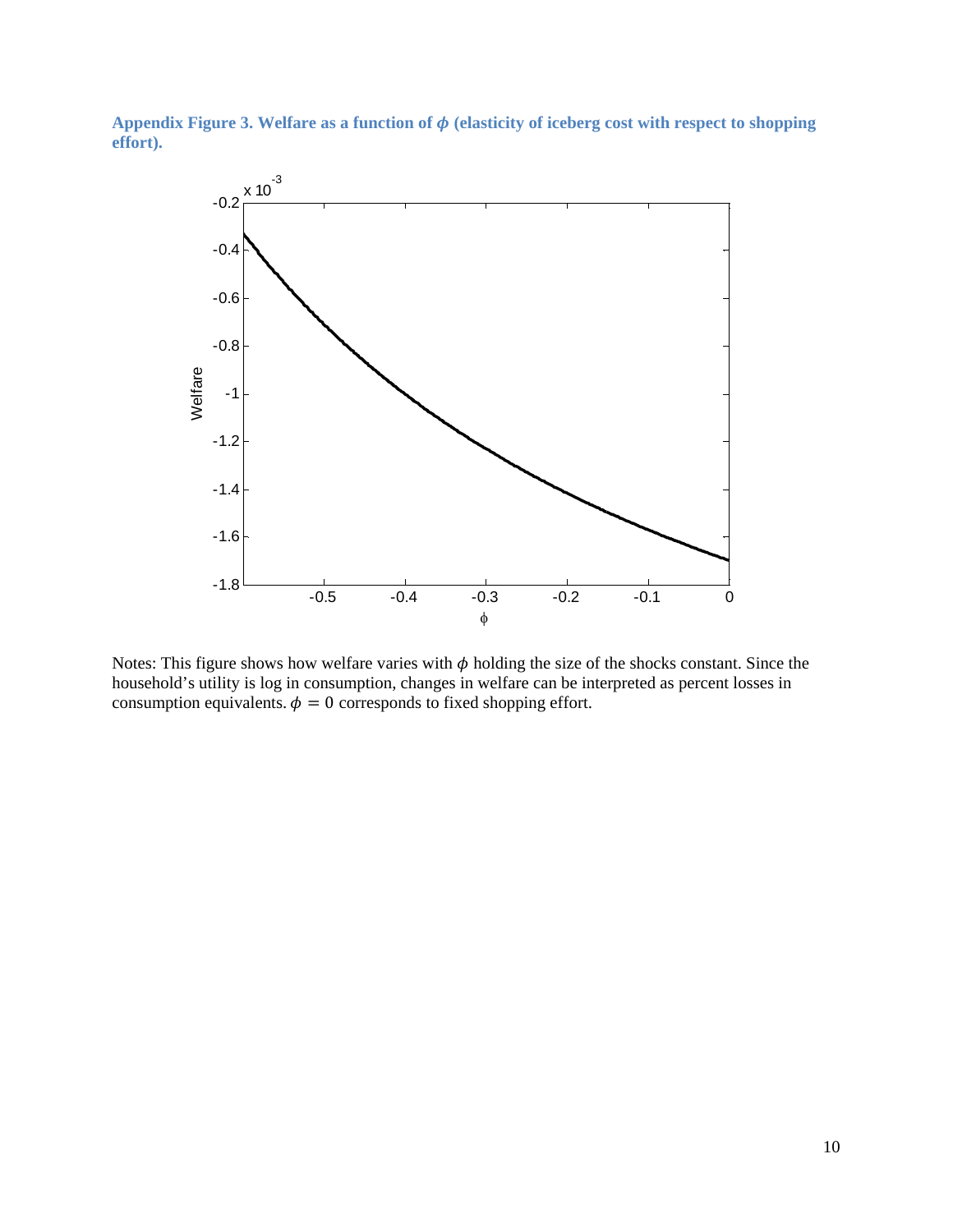**Appendix Figure 3. Welfare as a function of $\phi$ (elasticity of iceberg cost with respect to shopping effort).**

Notes: This figure shows how welfare varies with $\phi$ holding the size of the shocks constant. Since the household's utility is log in consumption, changes in welfare can be interpreted as percent losses in consumption equivalents. $\phi = 0$ corresponds to fixed shopping effort.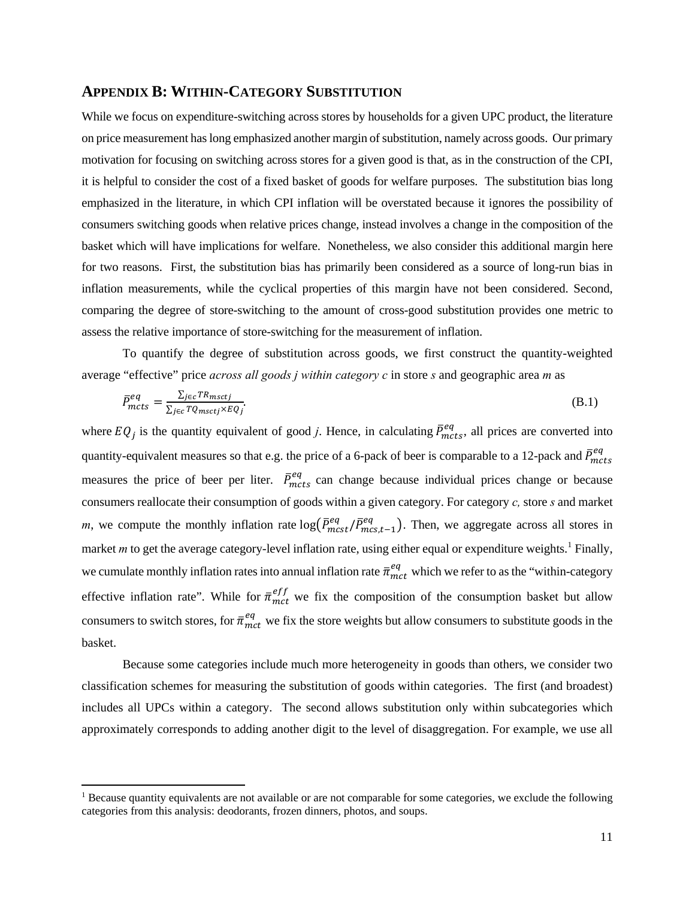## APPENDIX B: WITHIN-CATEGORY SUBSTITUTION

While we focus on expenditure-switching across stores by households for a given UPC product, the literature on price measurement has long emphasized another margin of substitution, namely across goods. Our primary motivation for focusing on switching across stores for a given good is that, as in the construction of the CPI, it is helpful to consider the cost of a fixed basket of goods for welfare purposes. The substitution bias long emphasized in the literature, in which CPI inflation will be overstated because it ignores the possibility of consumers switching goods when relative prices change, instead involves a change in the composition of the basket which will have implications for welfare. Nonetheless, we also consider this additional margin here for two reasons. First, the substitution bias has primarily been considered as a source of long-run bias in inflation measurements, while the cyclical properties of this margin have not been considered. Second, comparing the degree of store-switching to the amount of cross-good substitution provides one metric to assess the relative importance of store-switching for the measurement of inflation.

To quantify the degree of substitution across goods, we first construct the quantity-weighted average "effective" price *across all goods j within category c* in store *s* and geographic area *m* as

$$\bar{P}^{eq}_{mcts} = \frac{\sum_{j\in c} TR_{msctj}}{\sum_{j\in c} TQ_{msctj} \times EQ_j}. \tag{B.1}$$

where $EQ_j$ is the quantity equivalent of good *j*. Hence, in calculating $\bar{P}^{eq}_{mcts}$, all prices are converted into quantity-equivalent measures so that e.g. the price of a 6-pack of beer is comparable to a 12-pack and $\bar{P}^{eq}_{mcts}$ measures the price of beer per liter. $\bar{P}^{eq}_{mcts}$ can change because individual prices change or because consumers reallocate their consumption of goods within a given category. For category *c,* store *s* and market *m*, we compute the monthly inflation rate $\log\left(\bar{P}^{eq}_{mcst}/\bar{P}^{eq}_{mcs,t-1}\right)$. Then, we aggregate across all stores in market *m* to get the average category-level inflation rate, using either equal or expenditure weights.[1] Finally, we cumulate monthly inflation rates into annual inflation rate $\bar{\pi}^{eq}_{mct}$ which we refer to as the "within-category effective inflation rate". While for $\bar{\pi}^{eff}_{mct}$ we fix the composition of the consumption basket but allow consumers to switch stores, for $\bar{\pi}^{eq}_{mct}$ we fix the store weights but allow consumers to substitute goods in the basket.

Because some categories include much more heterogeneity in goods than others, we consider two classification schemes for measuring the substitution of goods within categories. The first (and broadest) includes all UPCs within a category. The second allows substitution only within subcategories which approximately corresponds to adding another digit to the level of disaggregation. For example, we use all

[1] Because quantity equivalents are not available or are not comparable for some categories, we exclude the following categories from this analysis: deodorants, frozen dinners, photos, and soups.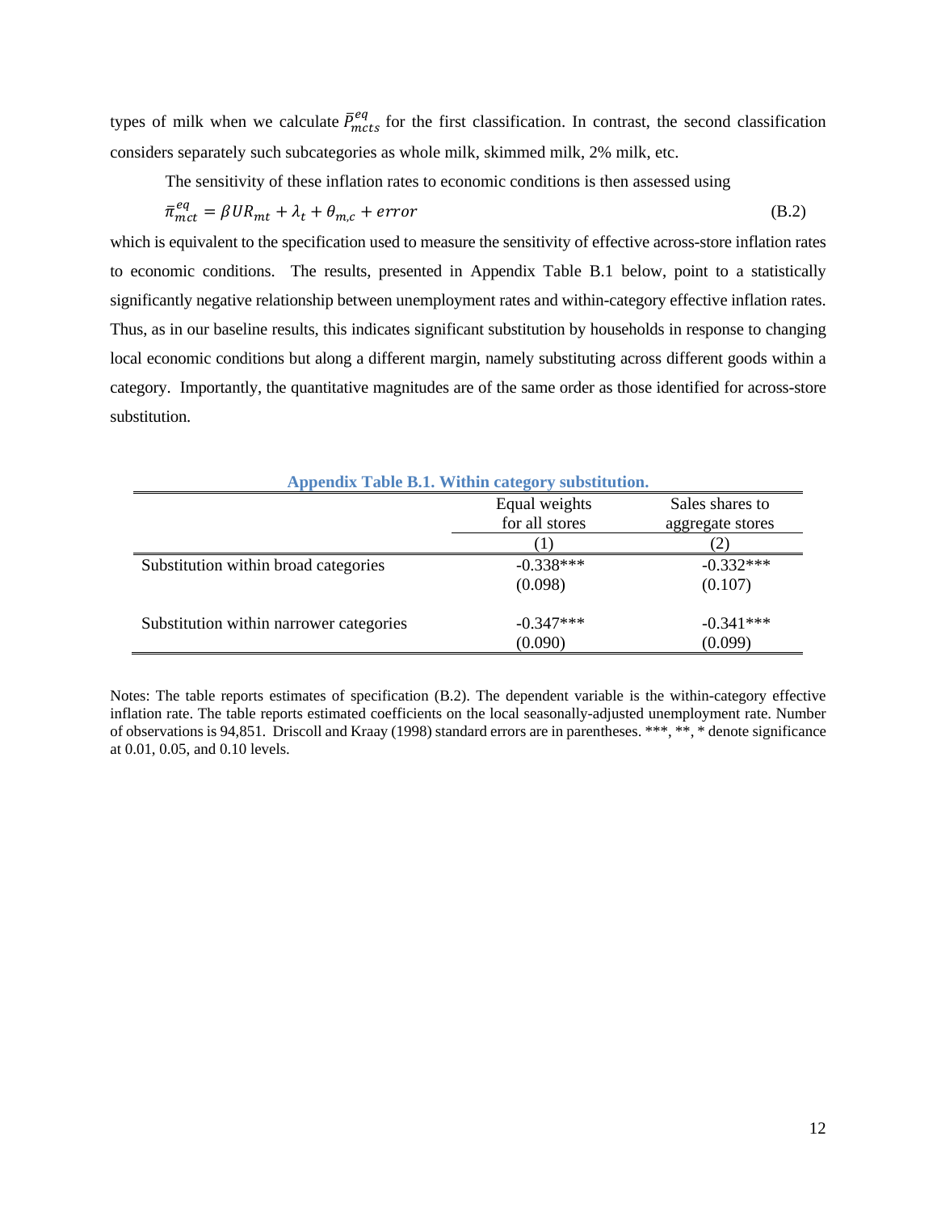types of milk when we calculate $\bar{P}^{eq}_{mcts}$ for the first classification. In contrast, the second classification considers separately such subcategories as whole milk, skimmed milk, 2% milk, etc.

The sensitivity of these inflation rates to economic conditions is then assessed using

$$\bar{\pi}^{eq}_{mct} = \beta UR_{mt} + \lambda_t + \theta_{m,c} + error \tag{B.2}$$

which is equivalent to the specification used to measure the sensitivity of effective across-store inflation rates to economic conditions. The results, presented in Appendix Table B.1 below, point to a statistically significantly negative relationship between unemployment rates and within-category effective inflation rates. Thus, as in our baseline results, this indicates significant substitution by households in response to changing local economic conditions but along a different margin, namely substituting across different goods within a category. Importantly, the quantitative magnitudes are of the same order as those identified for across-store substitution.

**Appendix Table B.1. Within category substitution.**

| | Equal weights for all stores | Sales shares to aggregate stores |
|---|---|---|
| | (1) | (2) |
| Substitution within broad categories | -0.338*** | -0.332*** |
| | (0.098) | (0.107) |
| Substitution within narrower categories | -0.347*** | -0.341*** |
| | (0.090) | (0.099) |

Notes: The table reports estimates of specification (B.2). The dependent variable is the within-category effective inflation rate. The table reports estimated coefficients on the local seasonally-adjusted unemployment rate. Number of observations is 94,851. Driscoll and Kraay (1998) standard errors are in parentheses. ***, **, * denote significance at 0.01, 0.05, and 0.10 levels.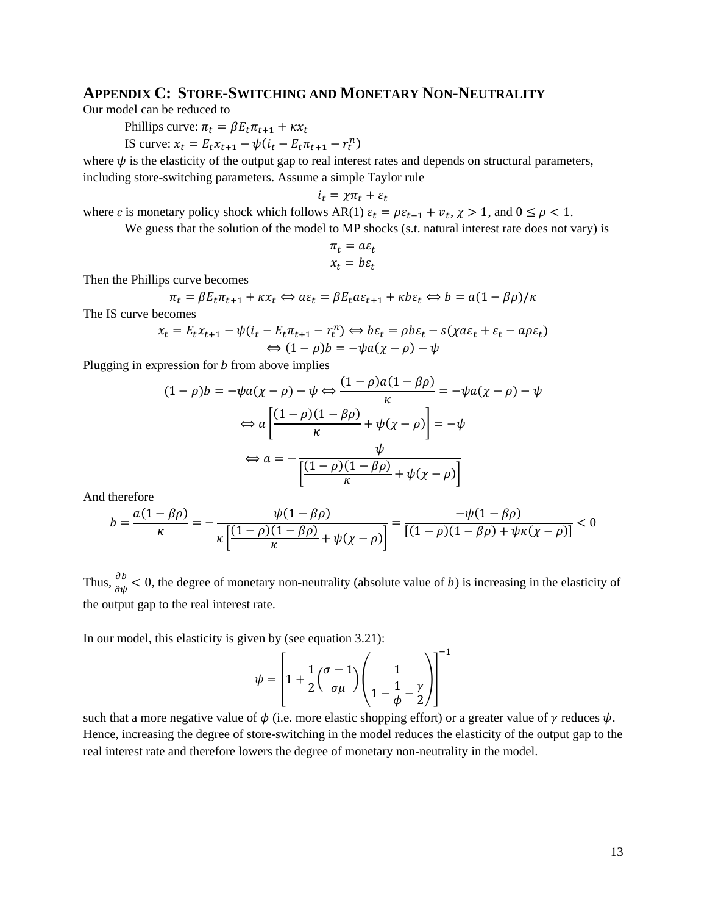## Appendix C: Store-Switching and Monetary Non-Neutrality

Our model can be reduced to

Phillips curve: $\pi_t = \beta E_t \pi_{t+1} + \kappa x_t$

IS curve: $x_t = E_t x_{t+1} - \psi(i_t - E_t \pi_{t+1} - r_t^n)$

where $\psi$ is the elasticity of the output gap to real interest rates and depends on structural parameters, including store-switching parameters. Assume a simple Taylor rule

$$i_t = \chi \pi_t + \varepsilon_t$$

where $\varepsilon$ is monetary policy shock which follows AR(1) $\varepsilon_t = \rho \varepsilon_{t-1} + v_t$, $\chi > 1$, and $0 \leq \rho < 1$.

We guess that the solution of the model to MP shocks (s.t. natural interest rate does not vary) is

$$\pi_t = a\varepsilon_t$$
$$x_t = b\varepsilon_t$$

Then the Phillips curve becomes

$$\pi_t = \beta E_t \pi_{t+1} + \kappa x_t \Leftrightarrow a\varepsilon_t = \beta E_t a \varepsilon_{t+1} + \kappa b \varepsilon_t \Leftrightarrow b = a(1 - \beta\rho)/\kappa$$

The IS curve becomes

$$x_t = E_t x_{t+1} - \psi(i_t - E_t \pi_{t+1} - r_t^n) \Leftrightarrow b\varepsilon_t = \rho b \varepsilon_t - s(\chi a \varepsilon_t + \varepsilon_t - a\rho\varepsilon_t)$$
$$\Leftrightarrow (1-\rho)b = -\psi a(\chi - \rho) - \psi$$

Plugging in expression for $b$ from above implies

$$(1-\rho)b = -\psi a(\chi-\rho) - \psi \Leftrightarrow \frac{(1-\rho)a(1-\beta\rho)}{\kappa} = -\psi a(\chi - \rho) - \psi$$
$$\Leftrightarrow a\left[\frac{(1-\rho)(1-\beta\rho)}{\kappa} + \psi(\chi-\rho)\right] = -\psi$$
$$\Leftrightarrow a = -\frac{\psi}{\left[\frac{(1-\rho)(1-\beta\rho)}{\kappa} + \psi(\chi - \rho)\right]}$$

And therefore

$$b = \frac{a(1-\beta\rho)}{\kappa} = -\frac{\psi(1-\beta\rho)}{\kappa\left[\frac{(1-\rho)(1-\beta\rho)}{\kappa} + \psi(\chi-\rho)\right]} = \frac{-\psi(1-\beta\rho)}{[(1-\rho)(1-\beta\rho) + \psi\kappa(\chi-\rho)]} < 0$$

Thus, $\frac{\partial b}{\partial \psi} < 0$, the degree of monetary non-neutrality (absolute value of $b$) is increasing in the elasticity of the output gap to the real interest rate.

In our model, this elasticity is given by (see equation 3.21):

$$\psi = \left[1 + \frac{1}{2}\left(\frac{\sigma - 1}{\sigma\mu}\right)\left(\frac{1}{1 - \frac{1}{\phi} - \frac{\gamma}{2}}\right)\right]^{-1}$$

such that a more negative value of $\phi$ (i.e. more elastic shopping effort) or a greater value of $\gamma$ reduces $\psi$. Hence, increasing the degree of store-switching in the model reduces the elasticity of the output gap to the real interest rate and therefore lowers the degree of monetary non-neutrality in the model.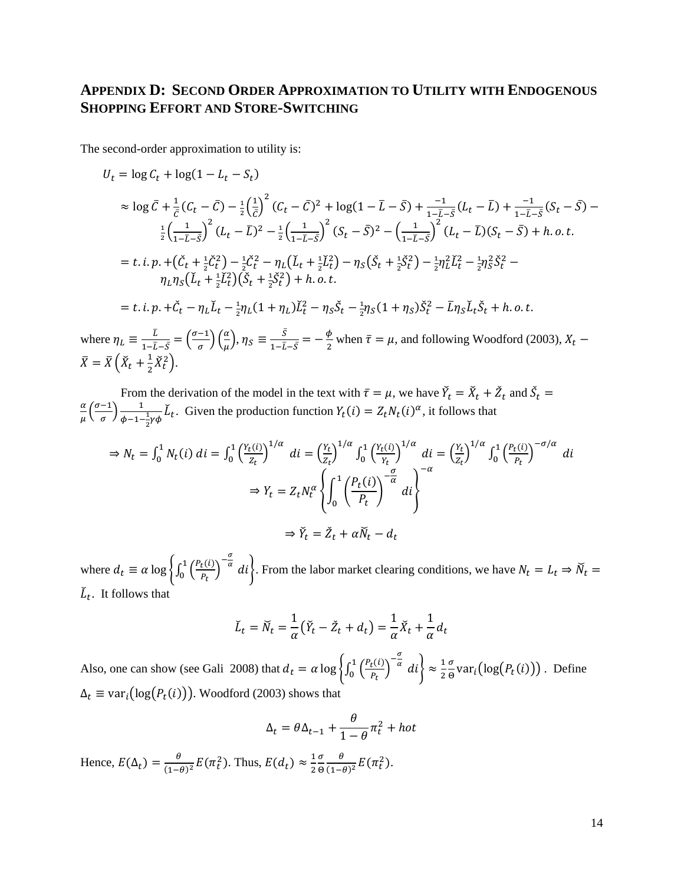## Appendix D: Second Order Approximation to Utility with Endogenous Shopping Effort and Store-Switching

The second-order approximation to utility is:

$$
\begin{aligned}
U_t &= \log C_t + \log(1 - L_t - S_t) \\
&\approx \log \bar{C} + \frac{1}{\bar{C}}(C_t - \bar{C}) - \frac{1}{2}\left(\frac{1}{\bar{C}}\right)^2 (C_t - \bar{C})^2 + \log(1 - \bar{L} - \bar{S}) + \frac{-1}{1-\bar{L}-\bar{S}}(L_t - \bar{L}) + \frac{-1}{1-\bar{L}-\bar{S}}(S_t - \bar{S}) - \\
&\qquad \frac{1}{2}\left(\frac{1}{1-\bar{L}-\bar{S}}\right)^2 (L_t - \bar{L})^2 - \frac{1}{2}\left(\frac{1}{1-\bar{L}-\bar{S}}\right)^2 (S_t - \bar{S})^2 - \left(\frac{1}{1-\bar{L}-\bar{S}}\right)^2 (L_t - \bar{L})(S_t - \bar{S}) + h.o.t. \\
&= t.i.p. + \left(\check{C}_t + \tfrac{1}{2}\check{C}_t^2\right) - \tfrac{1}{2}\check{C}_t^2 - \eta_L\left(\check{L}_t + \tfrac{1}{2}\check{L}_t^2\right) - \eta_S\left(\check{S}_t + \tfrac{1}{2}\check{S}_t^2\right) - \tfrac{1}{2}\eta_L^2\check{L}_t^2 - \tfrac{1}{2}\eta_S^2\check{S}_t^2 - \\
&\qquad \eta_L\eta_S\left(\check{L}_t + \tfrac{1}{2}\check{L}_t^2\right)\left(\check{S}_t + \tfrac{1}{2}\check{S}_t^2\right) + h.o.t. \\
&= t.i.p. + \check{C}_t - \eta_L\check{L}_t - \tfrac{1}{2}\eta_L(1+\eta_L)\check{L}_t^2 - \eta_S\check{S}_t - \tfrac{1}{2}\eta_S(1+\eta_S)\check{S}_t^2 - \bar{L}\eta_S\check{L}_t\check{S}_t + h.o.t.
\end{aligned}
$$

where $\eta_L \equiv \frac{\bar{L}}{1-\bar{L}-\bar{S}} = \left(\frac{\sigma-1}{\sigma}\right)\left(\frac{\alpha}{\mu}\right)$, $\eta_S \equiv \frac{\bar{S}}{1-\bar{L}-\bar{S}} = -\frac{\phi}{2}$ when $\bar{\tau} = \mu$, and following Woodford (2003), $X_t - \bar{X} = \bar{X}\left(\check{X}_t + \frac{1}{2}\check{X}_t^2\right)$.

From the derivation of the model in the text with $\bar{\tau} = \mu$, we have $\check{Y}_t = \check{X}_t + \check{Z}_t$ and $\check{S}_t = \frac{\alpha}{\mu}\left(\frac{\sigma-1}{\sigma}\right)\frac{1}{\phi-1-\frac{1}{2}\gamma\phi}\check{L}_t$. Given the production function $Y_t(i) = Z_t N_t(i)^\alpha$, it follows that

$$
\Rightarrow N_t = \int_0^1 N_t(i)\,di = \int_0^1 \left(\frac{Y_t(i)}{Z_t}\right)^{1/\alpha} di = \left(\frac{Y_t}{Z_t}\right)^{1/\alpha}\int_0^1 \left(\frac{Y_t(i)}{Y_t}\right)^{1/\alpha} di = \left(\frac{Y_t}{Z_t}\right)^{1/\alpha}\int_0^1 \left(\frac{P_t(i)}{P_t}\right)^{-\sigma/\alpha} di
$$

$$
\Rightarrow Y_t = Z_t N_t^\alpha \left\{\int_0^1 \left(\frac{P_t(i)}{P_t}\right)^{-\frac{\sigma}{\alpha}} di\right\}^{-\alpha}
$$

$$
\Rightarrow \check{Y}_t = \check{Z}_t + \alpha\check{N}_t - d_t
$$

where $d_t \equiv \alpha \log\left\{\int_0^1 \left(\frac{P_t(i)}{P_t}\right)^{-\frac{\sigma}{\alpha}} di\right\}$. From the labor market clearing conditions, we have $N_t = L_t \Rightarrow \check{N}_t = \check{L}_t$. It follows that

$$
\check{L}_t = \check{N}_t = \frac{1}{\alpha}\left(\check{Y}_t - \check{Z}_t + d_t\right) = \frac{1}{\alpha}\check{X}_t + \frac{1}{\alpha}d_t
$$

Also, one can show (see Gali 2008) that $d_t = \alpha \log\left\{\int_0^1 \left(\frac{P_t(i)}{P_t}\right)^{-\frac{\sigma}{\alpha}} di\right\} \approx \frac{1}{2}\frac{\sigma}{\Theta}\mathrm{var}_i\left(\log(P_t(i))\right)$. Define $\Delta_t \equiv \mathrm{var}_i\left(\log(P_t(i))\right)$. Woodford (2003) shows that

$$
\Delta_t = \theta\Delta_{t-1} + \frac{\theta}{1-\theta}\pi_t^2 + hot
$$

Hence, $E(\Delta_t) = \frac{\theta}{(1-\theta)^2}E(\pi_t^2)$. Thus, $E(d_t) \approx \frac{1}{2}\frac{\sigma}{\Theta}\frac{\theta}{(1-\theta)^2}E(\pi_t^2)$.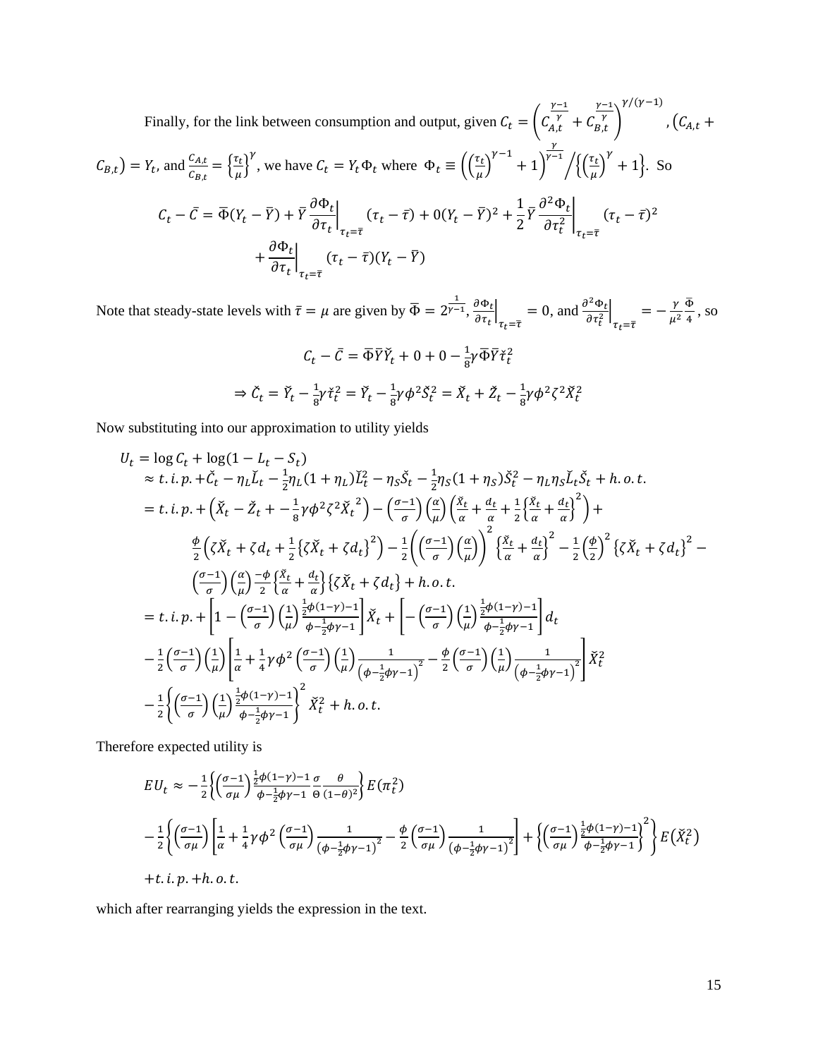Finally, for the link between consumption and output, given $C_t = \left( C_{A,t}^{\frac{\gamma-1}{\gamma}} + C_{B,t}^{\frac{\gamma-1}{\gamma}} \right)^{\gamma/(\gamma-1)}$, $(C_{A,t} + C_{B,t}) = Y_t$, and $\frac{C_{A,t}}{C_{B,t}} = \left\{\frac{\tau_t}{\mu}\right\}^{\gamma}$, we have $C_t = Y_t \Phi_t$ where $\Phi_t \equiv \left( \left(\frac{\tau_t}{\mu}\right)^{\gamma-1} + 1 \right)^{\frac{\gamma}{\gamma-1}} \Big/ \left\{ \left(\frac{\tau_t}{\mu}\right)^{\gamma} + 1 \right\}$. So

$$
\begin{aligned}
C_t - \bar{C} = \bar{\Phi}(Y_t - \bar{Y}) + \bar{Y} \left.\frac{\partial \Phi_t}{\partial \tau_t}\right|_{\tau_t=\bar{\tau}} (\tau_t - \bar{\tau}) + 0(Y_t - \bar{Y})^2 + \frac{1}{2}\bar{Y} \left.\frac{\partial^2 \Phi_t}{\partial \tau_t^2}\right|_{\tau_t=\bar{\tau}} (\tau_t - \bar{\tau})^2 \\
+ \left.\frac{\partial \Phi_t}{\partial \tau_t}\right|_{\tau_t=\bar{\tau}} (\tau_t - \bar{\tau})(Y_t - \bar{Y})
\end{aligned}
$$

Note that steady-state levels with $\bar{\tau} = \mu$ are given by $\bar{\Phi} = 2^{\frac{1}{\gamma-1}}$, $\left.\frac{\partial \Phi_t}{\partial \tau_t}\right|_{\tau_t=\bar{\tau}} = 0$, and $\left.\frac{\partial^2 \Phi_t}{\partial \tau_t^2}\right|_{\tau_t=\bar{\tau}} = -\frac{\gamma}{\mu^2}\frac{\bar{\Phi}}{4}$, so

$$
C_t - \bar{C} = \bar{\Phi}\bar{Y}\check{Y}_t + 0 + 0 - \tfrac{1}{8}\gamma\bar{\Phi}\bar{Y}\check{\tau}_t^2
$$

$$
\Rightarrow \check{C}_t = \check{Y}_t - \tfrac{1}{8}\gamma\check{\tau}_t^2 = \check{Y}_t - \tfrac{1}{8}\gamma\phi^2\check{S}_t^2 = \check{X}_t + \check{Z}_t - \tfrac{1}{8}\gamma\phi^2\zeta^2\check{X}_t^2
$$

Now substituting into our approximation to utility yields

$$
\begin{aligned}
U_t &= \log C_t + \log(1 - L_t - S_t) \\
&\approx t.i.p. + \check{C}_t - \eta_L \check{L}_t - \tfrac{1}{2}\eta_L(1+\eta_L)\check{L}_t^2 - \eta_S \check{S}_t - \tfrac{1}{2}\eta_S(1+\eta_S)\check{S}_t^2 - \eta_L\eta_S\check{L}_t\check{S}_t + h.o.t. \\
&= t.i.p. + \left(\check{X}_t - \check{Z}_t + -\tfrac{1}{8}\gamma\phi^2\zeta^2{\check{X}_t}^2\right) - \left(\tfrac{\sigma-1}{\sigma}\right)\left(\tfrac{\alpha}{\mu}\right)\left(\tfrac{\check{X}_t}{\alpha} + \tfrac{d_t}{\alpha} + \tfrac{1}{2}\left\{\tfrac{\check{X}_t}{\alpha} + \tfrac{d_t}{\alpha}\right\}^2\right) + \\
&\qquad \tfrac{\phi}{2}\left(\zeta\check{X}_t + \zeta d_t + \tfrac{1}{2}\left\{\zeta\check{X}_t + \zeta d_t\right\}^2\right) - \tfrac{1}{2}\left(\left(\tfrac{\sigma-1}{\sigma}\right)\left(\tfrac{\alpha}{\mu}\right)\right)^2\left\{\tfrac{\check{X}_t}{\alpha} + \tfrac{d_t}{\alpha}\right\}^2 - \tfrac{1}{2}\left(\tfrac{\phi}{2}\right)^2\left\{\zeta\check{X}_t + \zeta d_t\right\}^2 - \\
&\qquad \left(\tfrac{\sigma-1}{\sigma}\right)\left(\tfrac{\alpha}{\mu}\right)\tfrac{-\phi}{2}\left\{\tfrac{\check{X}_t}{\alpha} + \tfrac{d_t}{\alpha}\right\}\left\{\zeta\check{X}_t + \zeta d_t\right\} + h.o.t. \\
&= t.i.p. + \left[1 - \left(\tfrac{\sigma-1}{\sigma}\right)\left(\tfrac{1}{\mu}\right)\tfrac{\frac{1}{2}\phi(1-\gamma)-1}{\phi-\frac{1}{2}\phi\gamma-1}\right]\check{X}_t + \left[-\left(\tfrac{\sigma-1}{\sigma}\right)\left(\tfrac{1}{\mu}\right)\tfrac{\frac{1}{2}\phi(1-\gamma)-1}{\phi-\frac{1}{2}\phi\gamma-1}\right]d_t \\
&\quad - \tfrac{1}{2}\left(\tfrac{\sigma-1}{\sigma}\right)\left(\tfrac{1}{\mu}\right)\left[\tfrac{1}{\alpha} + \tfrac{1}{4}\gamma\phi^2\left(\tfrac{\sigma-1}{\sigma}\right)\left(\tfrac{1}{\mu}\right)\tfrac{1}{\left(\phi-\frac{1}{2}\phi\gamma-1\right)^2} - \tfrac{\phi}{2}\left(\tfrac{\sigma-1}{\sigma}\right)\left(\tfrac{1}{\mu}\right)\tfrac{1}{\left(\phi-\frac{1}{2}\phi\gamma-1\right)^2}\right]\check{X}_t^2 \\
&\quad - \tfrac{1}{2}\left\{\left(\tfrac{\sigma-1}{\sigma}\right)\left(\tfrac{1}{\mu}\right)\tfrac{\frac{1}{2}\phi(1-\gamma)-1}{\phi-\frac{1}{2}\phi\gamma-1}\right\}^2\check{X}_t^2 + h.o.t.
\end{aligned}
$$

Therefore expected utility is

$$
\begin{aligned}
EU_t &\approx -\tfrac{1}{2}\left\{\left(\tfrac{\sigma-1}{\sigma\mu}\right)\tfrac{\frac{1}{2}\phi(1-\gamma)-1}{\phi-\frac{1}{2}\phi\gamma-1}\tfrac{\sigma}{\Theta}\tfrac{\theta}{(1-\theta)^2}\right\}E(\pi_t^2) \\
&\quad - \tfrac{1}{2}\left\{\left(\tfrac{\sigma-1}{\sigma\mu}\right)\left[\tfrac{1}{\alpha} + \tfrac{1}{4}\gamma\phi^2\left(\tfrac{\sigma-1}{\sigma\mu}\right)\tfrac{1}{\left(\phi-\frac{1}{2}\phi\gamma-1\right)^2} - \tfrac{\phi}{2}\left(\tfrac{\sigma-1}{\sigma\mu}\right)\tfrac{1}{\left(\phi-\frac{1}{2}\phi\gamma-1\right)^2}\right] + \left\{\left(\tfrac{\sigma-1}{\sigma\mu}\right)\tfrac{\frac{1}{2}\phi(1-\gamma)-1}{\phi-\frac{1}{2}\phi\gamma-1}\right\}^2\right\}E\left(\check{X}_t^2\right) \\
&\quad + t.i.p. + h.o.t.
\end{aligned}
$$

which after rearranging yields the expression in the text.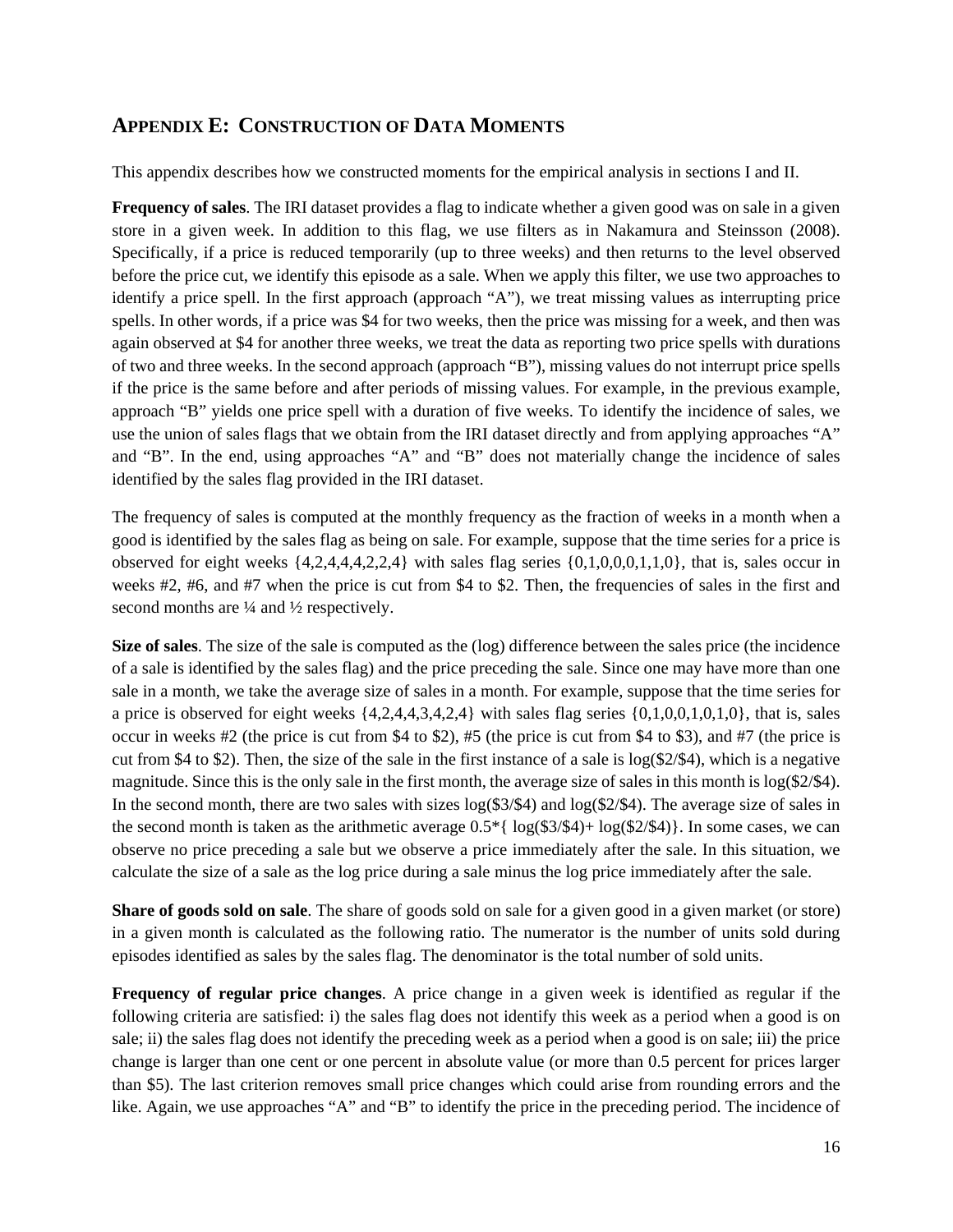## APPENDIX E: CONSTRUCTION OF DATA MOMENTS

This appendix describes how we constructed moments for the empirical analysis in sections I and II.

**Frequency of sales**. The IRI dataset provides a flag to indicate whether a given good was on sale in a given store in a given week. In addition to this flag, we use filters as in Nakamura and Steinsson (2008). Specifically, if a price is reduced temporarily (up to three weeks) and then returns to the level observed before the price cut, we identify this episode as a sale. When we apply this filter, we use two approaches to identify a price spell. In the first approach (approach "A"), we treat missing values as interrupting price spells. In other words, if a price was \$4 for two weeks, then the price was missing for a week, and then was again observed at \$4 for another three weeks, we treat the data as reporting two price spells with durations of two and three weeks. In the second approach (approach "B"), missing values do not interrupt price spells if the price is the same before and after periods of missing values. For example, in the previous example, approach "B" yields one price spell with a duration of five weeks. To identify the incidence of sales, we use the union of sales flags that we obtain from the IRI dataset directly and from applying approaches "A" and "B". In the end, using approaches "A" and "B" does not materially change the incidence of sales identified by the sales flag provided in the IRI dataset.

The frequency of sales is computed at the monthly frequency as the fraction of weeks in a month when a good is identified by the sales flag as being on sale. For example, suppose that the time series for a price is observed for eight weeks {4,2,4,4,4,2,2,4} with sales flag series {0,1,0,0,0,1,1,0}, that is, sales occur in weeks #2, #6, and #7 when the price is cut from \$4 to \$2. Then, the frequencies of sales in the first and second months are ¼ and ½ respectively.

**Size of sales**. The size of the sale is computed as the (log) difference between the sales price (the incidence of a sale is identified by the sales flag) and the price preceding the sale. Since one may have more than one sale in a month, we take the average size of sales in a month. For example, suppose that the time series for a price is observed for eight weeks {4,2,4,4,3,4,2,4} with sales flag series {0,1,0,0,1,0,1,0}, that is, sales occur in weeks #2 (the price is cut from \$4 to \$2), #5 (the price is cut from \$4 to \$3), and #7 (the price is cut from \$4 to \$2). Then, the size of the sale in the first instance of a sale is log(\$2/\$4), which is a negative magnitude. Since this is the only sale in the first month, the average size of sales in this month is log(\$2/\$4). In the second month, there are two sales with sizes log(\$3/\$4) and log(\$2/\$4). The average size of sales in the second month is taken as the arithmetic average 0.5*{ log(\$3/\$4)+ log(\$2/\$4)}. In some cases, we can observe no price preceding a sale but we observe a price immediately after the sale. In this situation, we calculate the size of a sale as the log price during a sale minus the log price immediately after the sale.

**Share of goods sold on sale**. The share of goods sold on sale for a given good in a given market (or store) in a given month is calculated as the following ratio. The numerator is the number of units sold during episodes identified as sales by the sales flag. The denominator is the total number of sold units.

**Frequency of regular price changes**. A price change in a given week is identified as regular if the following criteria are satisfied: i) the sales flag does not identify this week as a period when a good is on sale; ii) the sales flag does not identify the preceding week as a period when a good is on sale; iii) the price change is larger than one cent or one percent in absolute value (or more than 0.5 percent for prices larger than \$5). The last criterion removes small price changes which could arise from rounding errors and the like. Again, we use approaches "A" and "B" to identify the price in the preceding period. The incidence of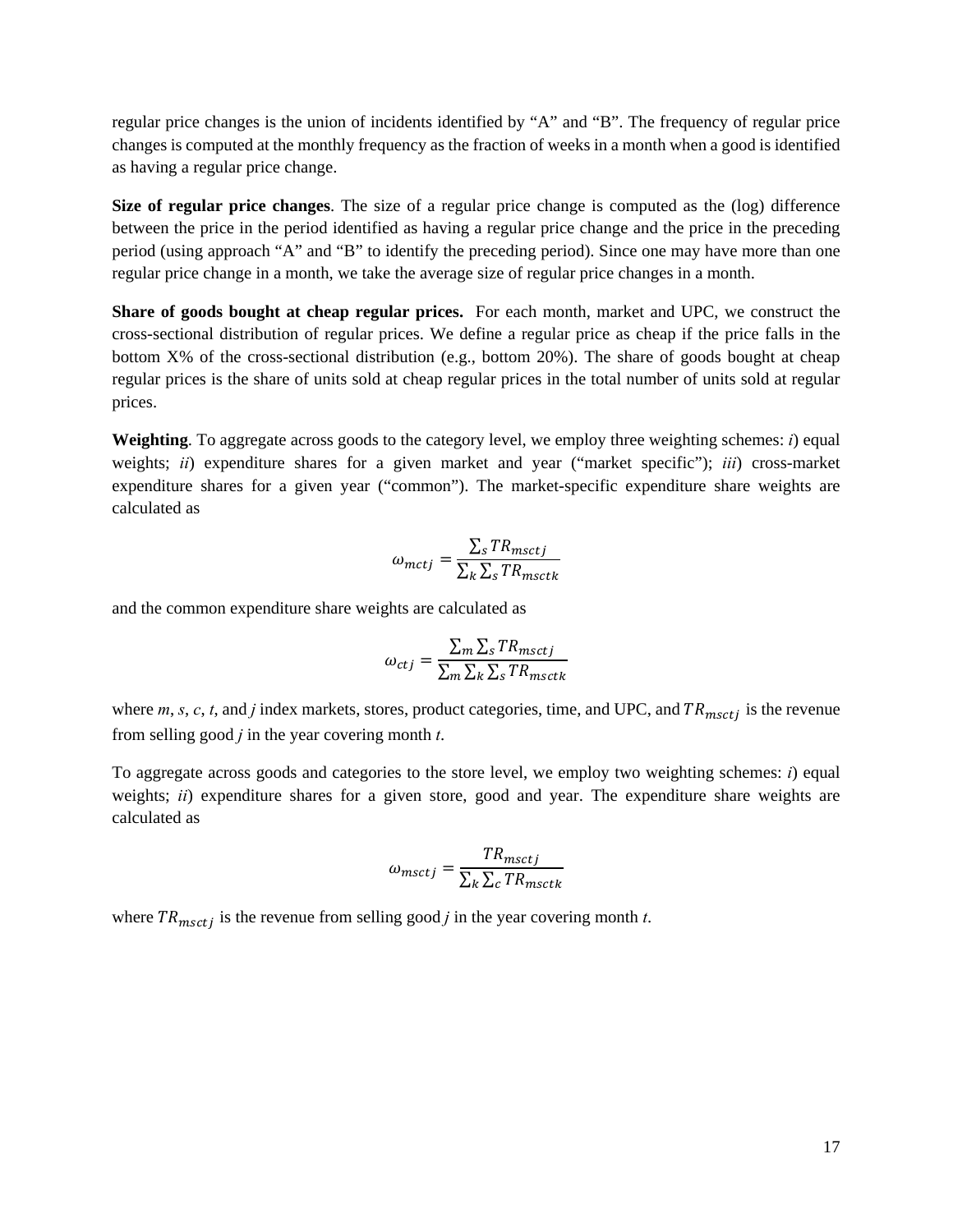regular price changes is the union of incidents identified by "A" and "B". The frequency of regular price changes is computed at the monthly frequency as the fraction of weeks in a month when a good is identified as having a regular price change.

**Size of regular price changes**. The size of a regular price change is computed as the (log) difference between the price in the period identified as having a regular price change and the price in the preceding period (using approach "A" and "B" to identify the preceding period). Since one may have more than one regular price change in a month, we take the average size of regular price changes in a month.

**Share of goods bought at cheap regular prices.** For each month, market and UPC, we construct the cross-sectional distribution of regular prices. We define a regular price as cheap if the price falls in the bottom X% of the cross-sectional distribution (e.g., bottom 20%). The share of goods bought at cheap regular prices is the share of units sold at cheap regular prices in the total number of units sold at regular prices.

**Weighting**. To aggregate across goods to the category level, we employ three weighting schemes: *i*) equal weights; *ii*) expenditure shares for a given market and year ("market specific"); *iii*) cross-market expenditure shares for a given year ("common"). The market-specific expenditure share weights are calculated as

$$\omega_{mctj} = \frac{\sum_s TR_{msctj}}{\sum_k \sum_s TR_{msctk}}$$

and the common expenditure share weights are calculated as

$$\omega_{ctj} = \frac{\sum_m \sum_s TR_{msctj}}{\sum_m \sum_k \sum_s TR_{msctk}}$$

where *m*, *s*, *c*, *t*, and *j* index markets, stores, product categories, time, and UPC, and $TR_{msctj}$ is the revenue from selling good *j* in the year covering month *t*.

To aggregate across goods and categories to the store level, we employ two weighting schemes: *i*) equal weights; *ii*) expenditure shares for a given store, good and year. The expenditure share weights are calculated as

$$\omega_{msctj} = \frac{TR_{msctj}}{\sum_k \sum_c TR_{msctk}}$$

where $TR_{msctj}$ is the revenue from selling good *j* in the year covering month *t*.